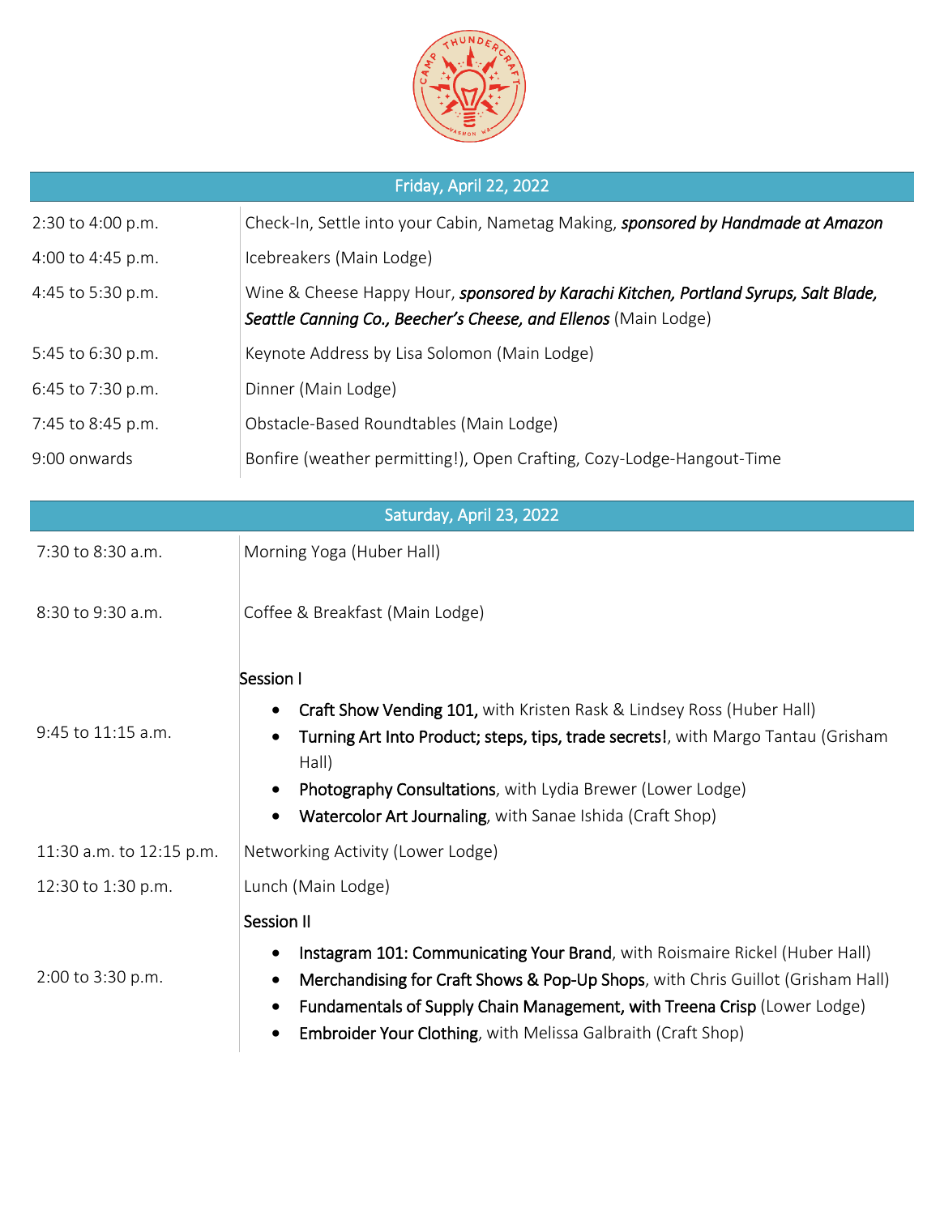| Friday, April 22, 2022 | |
|---|---|
| 2:30 to 4:00 p.m. | Check-In, Settle into your Cabin, Nametag Making, ***sponsored by Handmade at Amazon*** |
| 4:00 to 4:45 p.m. | Icebreakers (Main Lodge) |
| 4:45 to 5:30 p.m. | Wine & Cheese Happy Hour, ***sponsored by Karachi Kitchen, Portland Syrups, Salt Blade, Seattle Canning Co., Beecher's Cheese, and Ellenos*** (Main Lodge) |
| 5:45 to 6:30 p.m. | Keynote Address by Lisa Solomon (Main Lodge) |
| 6:45 to 7:30 p.m. | Dinner (Main Lodge) |
| 7:45 to 8:45 p.m. | Obstacle-Based Roundtables (Main Lodge) |
| 9:00 onwards | Bonfire (weather permitting!), Open Crafting, Cozy-Lodge-Hangout-Time |

| Saturday, April 23, 2022 | |
|---|---|
| 7:30 to 8:30 a.m. | Morning Yoga (Huber Hall) |
| 8:30 to 9:30 a.m. | Coffee & Breakfast (Main Lodge) |
| 9:45 to 11:15 a.m. | Session I<br>• Craft Show Vending 101, with Kristen Rask & Lindsey Ross (Huber Hall)<br>• Turning Art Into Product; steps, tips, trade secrets!, with Margo Tantau (Grisham Hall)<br>• Photography Consultations, with Lydia Brewer (Lower Lodge)<br>• Watercolor Art Journaling, with Sanae Ishida (Craft Shop) |
| 11:30 a.m. to 12:15 p.m. | Networking Activity (Lower Lodge) |
| 12:30 to 1:30 p.m. | Lunch (Main Lodge) |
| 2:00 to 3:30 p.m. | Session II<br>• Instagram 101: Communicating Your Brand, with Roismaire Rickel (Huber Hall)<br>• Merchandising for Craft Shows & Pop-Up Shops, with Chris Guillot (Grisham Hall)<br>• Fundamentals of Supply Chain Management, with Treena Crisp (Lower Lodge)<br>• Embroider Your Clothing, with Melissa Galbraith (Craft Shop) |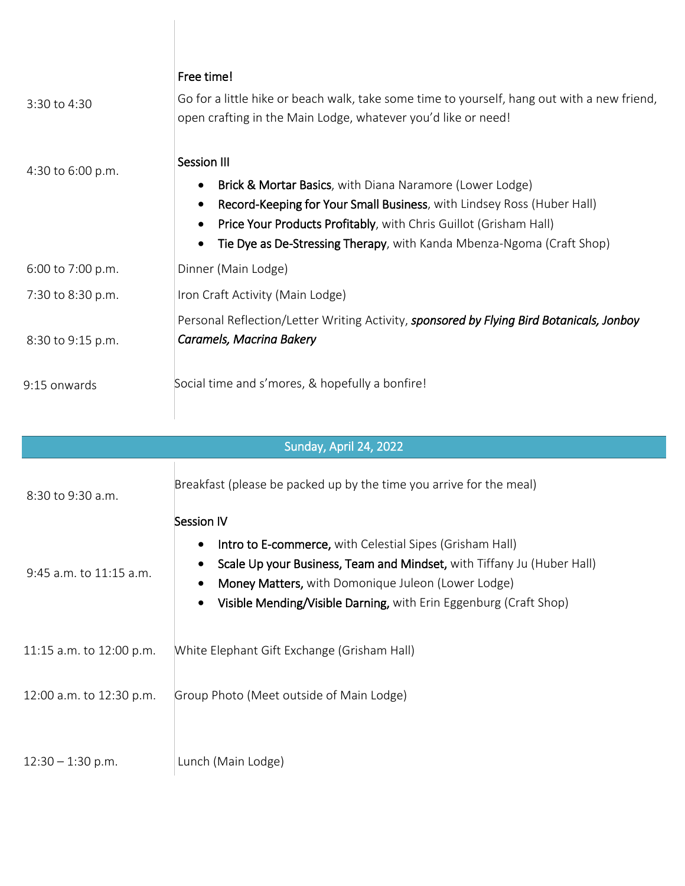| | |
|---|---|
| 3:30 to 4:30 | Free time!<br>Go for a little hike or beach walk, take some time to yourself, hang out with a new friend, open crafting in the Main Lodge, whatever you'd like or need! |
| 4:30 to 6:00 p.m. | Session III<br>• Brick & Mortar Basics, with Diana Naramore (Lower Lodge)<br>• Record-Keeping for Your Small Business, with Lindsey Ross (Huber Hall)<br>• Price Your Products Profitably, with Chris Guillot (Grisham Hall)<br>• Tie Dye as De-Stressing Therapy, with Kanda Mbenza-Ngoma (Craft Shop) |
| 6:00 to 7:00 p.m. | Dinner (Main Lodge) |
| 7:30 to 8:30 p.m. | Iron Craft Activity (Main Lodge) |
| 8:30 to 9:15 p.m. | Personal Reflection/Letter Writing Activity, ***sponsored by Flying Bird Botanicals, Jonboy Caramels, Macrina Bakery*** |
| 9:15 onwards | Social time and s'mores, & hopefully a bonfire! |

## Sunday, April 24, 2022

| | |
|---|---|
| 8:30 to 9:30 a.m. | Breakfast (please be packed up by the time you arrive for the meal) |
| 9:45 a.m. to 11:15 a.m. | Session IV<br>• Intro to E-commerce, with Celestial Sipes (Grisham Hall)<br>• Scale Up your Business, Team and Mindset, with Tiffany Ju (Huber Hall)<br>• Money Matters, with Domonique Juleon (Lower Lodge)<br>• Visible Mending/Visible Darning, with Erin Eggenburg (Craft Shop) |
| 11:15 a.m. to 12:00 p.m. | White Elephant Gift Exchange (Grisham Hall) |
| 12:00 a.m. to 12:30 p.m. | Group Photo (Meet outside of Main Lodge) |
| 12:30 – 1:30 p.m. | Lunch (Main Lodge) |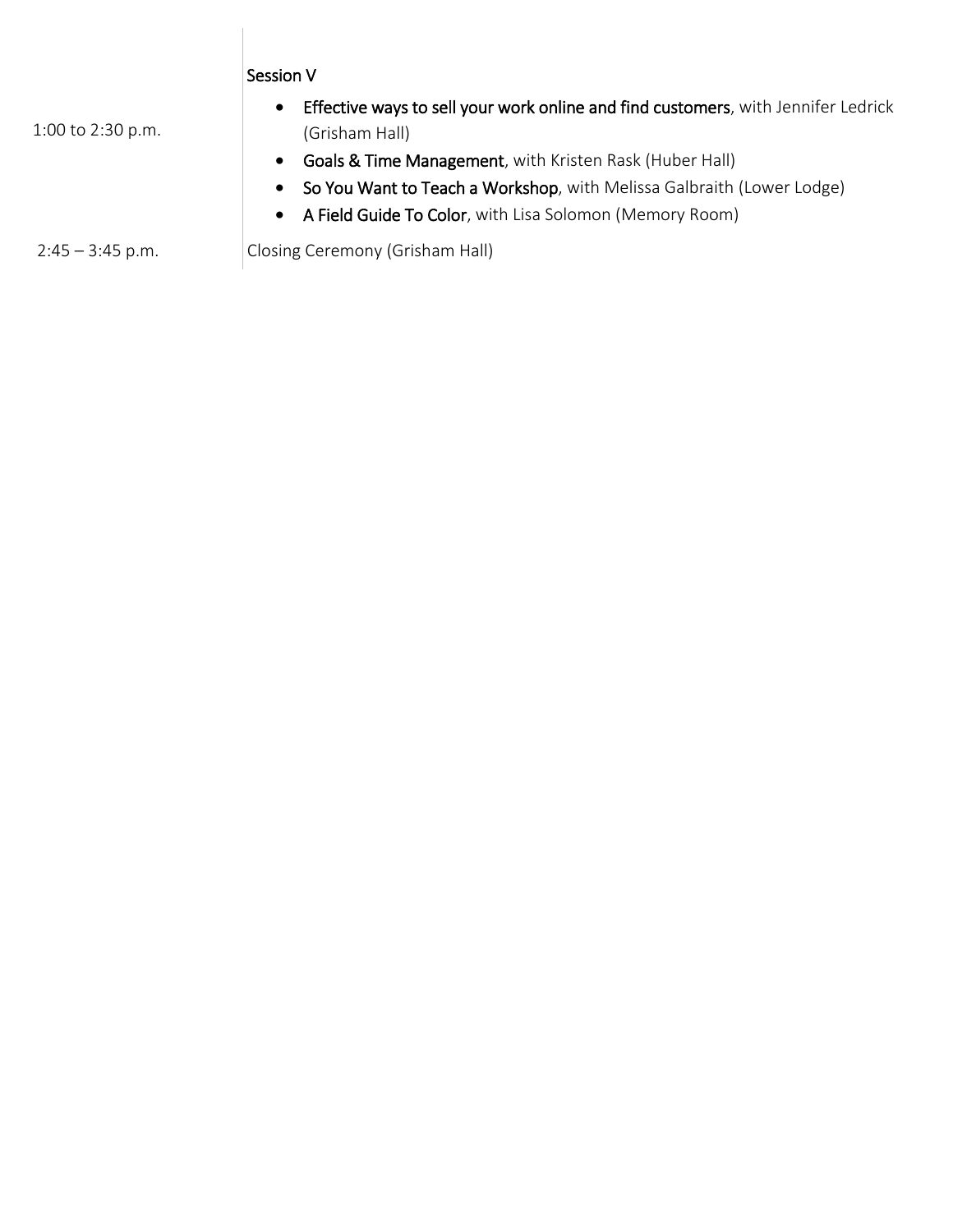| | |
|---|---|
| 1:00 to 2:30 p.m. | **Session V**<br>• **Effective ways to sell your work online and find customers**, with Jennifer Ledrick (Grisham Hall)<br>• **Goals & Time Management**, with Kristen Rask (Huber Hall)<br>• **So You Want to Teach a Workshop**, with Melissa Galbraith (Lower Lodge)<br>• **A Field Guide To Color**, with Lisa Solomon (Memory Room) |
| 2:45 – 3:45 p.m. | Closing Ceremony (Grisham Hall) |